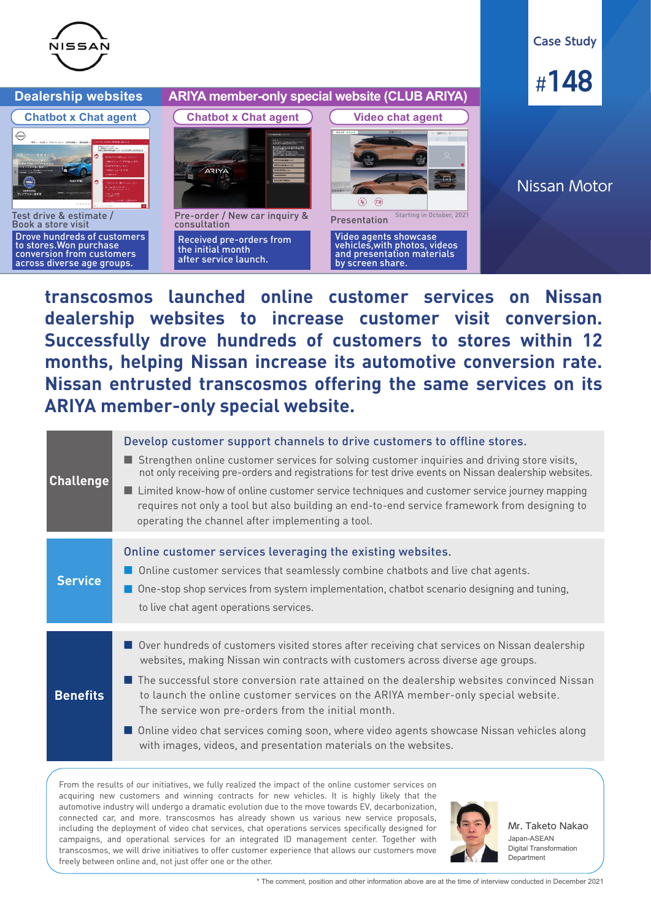NISSAN

Case Study

#148

Nissan Motor

## Dealership websites

**Chatbot x Chat agent**

Test drive & estimate / Book a store visit

Drove hundreds of customers to stores.Won purchase conversion from customers across diverse age groups.

## ARIYA member-only special website (CLUB ARIYA)

**Chatbot x Chat agent**

Pre-order / New car inquiry & consultation

Received pre-orders from the initial month after service launch.

**Video chat agent**

Presentation

Starting in October, 2021

Video agents showcase vehicles,with photos, videos and presentation materials by screen share.

# transcosmos launched online customer services on Nissan dealership websites to increase customer visit conversion. Successfully drove hundreds of customers to stores within 12 months, helping Nissan increase its automotive conversion rate. Nissan entrusted transcosmos offering the same services on its ARIYA member-only special website.

### Challenge

**Develop customer support channels to drive customers to offline stores.**

- Strengthen online customer services for solving customer inquiries and driving store visits, not only receiving pre-orders and registrations for test drive events on Nissan dealership websites.
- Limited know-how of online customer service techniques and customer service journey mapping requires not only a tool but also building an end-to-end service framework from designing to operating the channel after implementing a tool.

### Service

**Online customer services leveraging the existing websites.**

- Online customer services that seamlessly combine chatbots and live chat agents.
- One-stop shop services from system implementation, chatbot scenario designing and tuning, to live chat agent operations services.

### Benefits

- Over hundreds of customers visited stores after receiving chat services on Nissan dealership websites, making Nissan win contracts with customers across diverse age groups.
- The successful store conversion rate attained on the dealership websites convinced Nissan to launch the online customer services on the ARIYA member-only special website. The service won pre-orders from the initial month.
- Online video chat services coming soon, where video agents showcase Nissan vehicles along with images, videos, and presentation materials on the websites.

From the results of our initiatives, we fully realized the impact of the online customer services on acquiring new customers and winning contracts for new vehicles. It is highly likely that the automotive industry will undergo a dramatic evolution due to the move towards EV, decarbonization, connected car, and more. transcosmos has already shown us various new service proposals, including the deployment of video chat services, chat operations services specifically designed for campaigns, and operational services for an integrated ID management center. Together with transcosmos, we will drive initiatives to offer customer experience that allows our customers move freely between online and, not just offer one or the other.

Mr. Taketo Nakao
Japan-ASEAN
Digital Transformation Department

* The comment, position and other information above are at the time of interview conducted in December 2021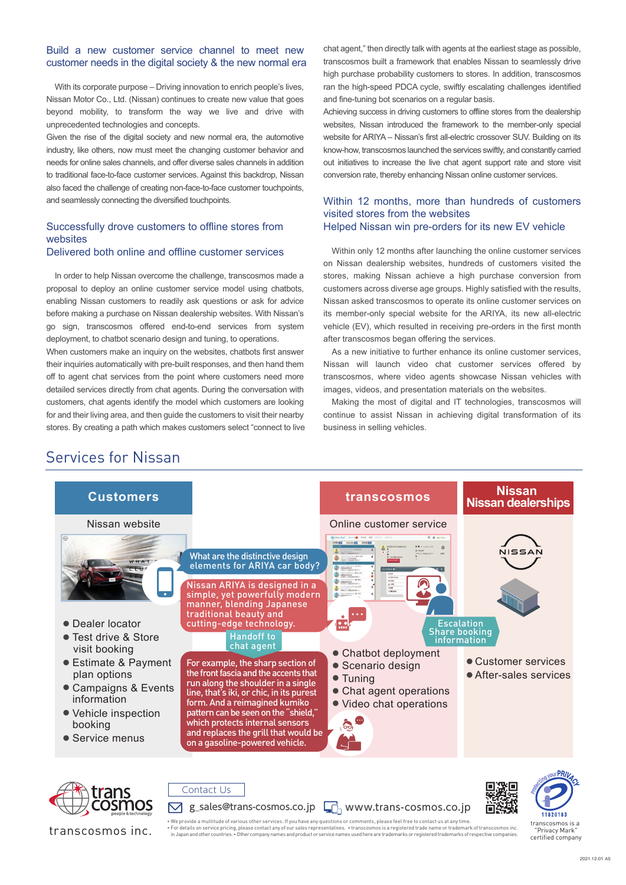## Build a new customer service channel to meet new customer needs in the digital society & the new normal era

With its corporate purpose – Driving innovation to enrich people's lives, Nissan Motor Co., Ltd. (Nissan) continues to create new value that goes beyond mobility, to transform the way we live and drive with unprecedented technologies and concepts.
Given the rise of the digital society and new normal era, the automotive industry, like others, now must meet the changing customer behavior and needs for online sales channels, and offer diverse sales channels in addition to traditional face-to-face customer services. Against this backdrop, Nissan also faced the challenge of creating non-face-to-face customer touchpoints, and seamlessly connecting the diversified touchpoints.

## Successfully drove customers to offline stores from websites
## Delivered both online and offline customer services

In order to help Nissan overcome the challenge, transcosmos made a proposal to deploy an online customer service model using chatbots, enabling Nissan customers to readily ask questions or ask for advice before making a purchase on Nissan dealership websites. With Nissan's go sign, transcosmos offered end-to-end services from system deployment, to chatbot scenario design and tuning, to operations.
When customers make an inquiry on the websites, chatbots first answer their inquiries automatically with pre-built responses, and then hand them off to agent chat services from the point where customers need more detailed services directly from chat agents. During the conversation with customers, chat agents identify the model which customers are looking for and their living area, and then guide the customers to visit their nearby stores. By creating a path which makes customers select "connect to live chat agent," then directly talk with agents at the earliest stage as possible, transcosmos built a framework that enables Nissan to seamlessly drive high purchase probability customers to stores. In addition, transcosmos ran the high-speed PDCA cycle, swiftly escalating challenges identified and fine-tuning bot scenarios on a regular basis.
Achieving success in driving customers to offline stores from the dealership websites, Nissan introduced the framework to the member-only special website for ARIYA – Nissan's first all-electric crossover SUV. Building on its know-how, transcosmos launched the services swiftly, and constantly carried out initiatives to increase the live chat agent support rate and store visit conversion rate, thereby enhancing Nissan online customer services.

## Within 12 months, more than hundreds of customers visited stores from the websites
## Helped Nissan win pre-orders for its new EV vehicle

Within only 12 months after launching the online customer services on Nissan dealership websites, hundreds of customers visited the stores, making Nissan achieve a high purchase conversion from customers across diverse age groups. Highly satisfied with the results, Nissan asked transcosmos to operate its online customer services on its member-only special website for the ARIYA, its new all-electric vehicle (EV), which resulted in receiving pre-orders in the first month after transcosmos began offering the services.
As a new initiative to further enhance its online customer services, Nissan will launch video chat customer services offered by transcosmos, where video agents showcase Nissan vehicles with images, videos, and presentation materials on the websites.
Making the most of digital and IT technologies, transcosmos will continue to assist Nissan in achieving digital transformation of its business in selling vehicles.

## Services for Nissan

**Customers**

Nissan website

- Dealer locator
- Test drive & Store visit booking
- Estimate & Payment plan options
- Campaigns & Events information
- Vehicle inspection booking
- Service menus

What are the distinctive design elements for ARIYA car body?

Nissan ARIYA is designed in a simple, yet powerfully modern manner, blending Japanese traditional beauty and cutting-edge technology.

Handoff to chat agent

For example, the sharp section of the front fascia and the accents that run along the shoulder in a single line, that's iki, or chic, in its purest form. And a reimagined kumiko pattern can be seen on the "shield," which protects internal sensors and replaces the grill that would be on a gasoline-powered vehicle.

**transcosmos**

Online customer service

- Chatbot deployment
- Scenario design
- Tuning
- Chat agent operations
- Video chat operations

Escalation
Share booking information

**Nissan**
**Nissan dealerships**

- Customer services
- After-sales services

transcosmos inc.

Contact Us

g_sales@trans-cosmos.co.jp www.trans-cosmos.co.jp

＊We provide a multitude of various other services. If you have any questions or comments, please feel free to contact us at any time.
＊For details on service pricing, please contact any of our sales representatives. ＊transcosmos is a registered trade name or trademark of transcosmos inc. in Japan and other countries. ＊Other company names and product or service names used here are trademarks or registered trademarks of respective companies.

11820183
transcosmos is a "Privacy Mark" certified company

2021.12-01 AS